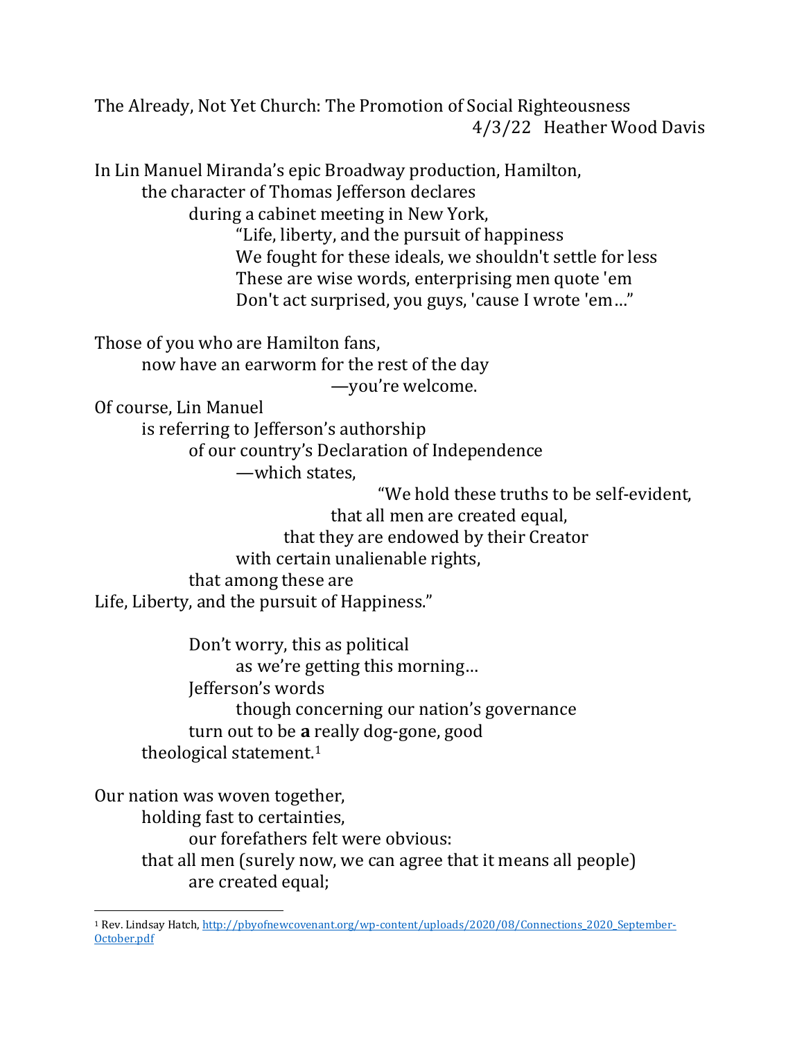The Already, Not Yet Church: The Promotion of Social Righteousness
4/3/22 Heather Wood Davis

In Lin Manuel Miranda's epic Broadway production, Hamilton,
the character of Thomas Jefferson declares
during a cabinet meeting in New York,
"Life, liberty, and the pursuit of happiness
We fought for these ideals, we shouldn't settle for less
These are wise words, enterprising men quote 'em
Don't act surprised, you guys, 'cause I wrote 'em…"

Those of you who are Hamilton fans,
now have an earworm for the rest of the day
—you're welcome.

Of course, Lin Manuel
is referring to Jefferson's authorship
of our country's Declaration of Independence
—which states,
"We hold these truths to be self-evident,
that all men are created equal,
that they are endowed by their Creator
with certain unalienable rights,
that among these are
Life, Liberty, and the pursuit of Happiness."

Don't worry, this as political
as we're getting this morning…
Jefferson's words
though concerning our nation's governance
turn out to be **a** really dog-gone, good
theological statement.[1]

Our nation was woven together,
holding fast to certainties,
our forefathers felt were obvious:
that all men (surely now, we can agree that it means all people)
are created equal;

---

[1] Rev. Lindsay Hatch, http://pbyofnewcovenant.org/wp-content/uploads/2020/08/Connections_2020_September-October.pdf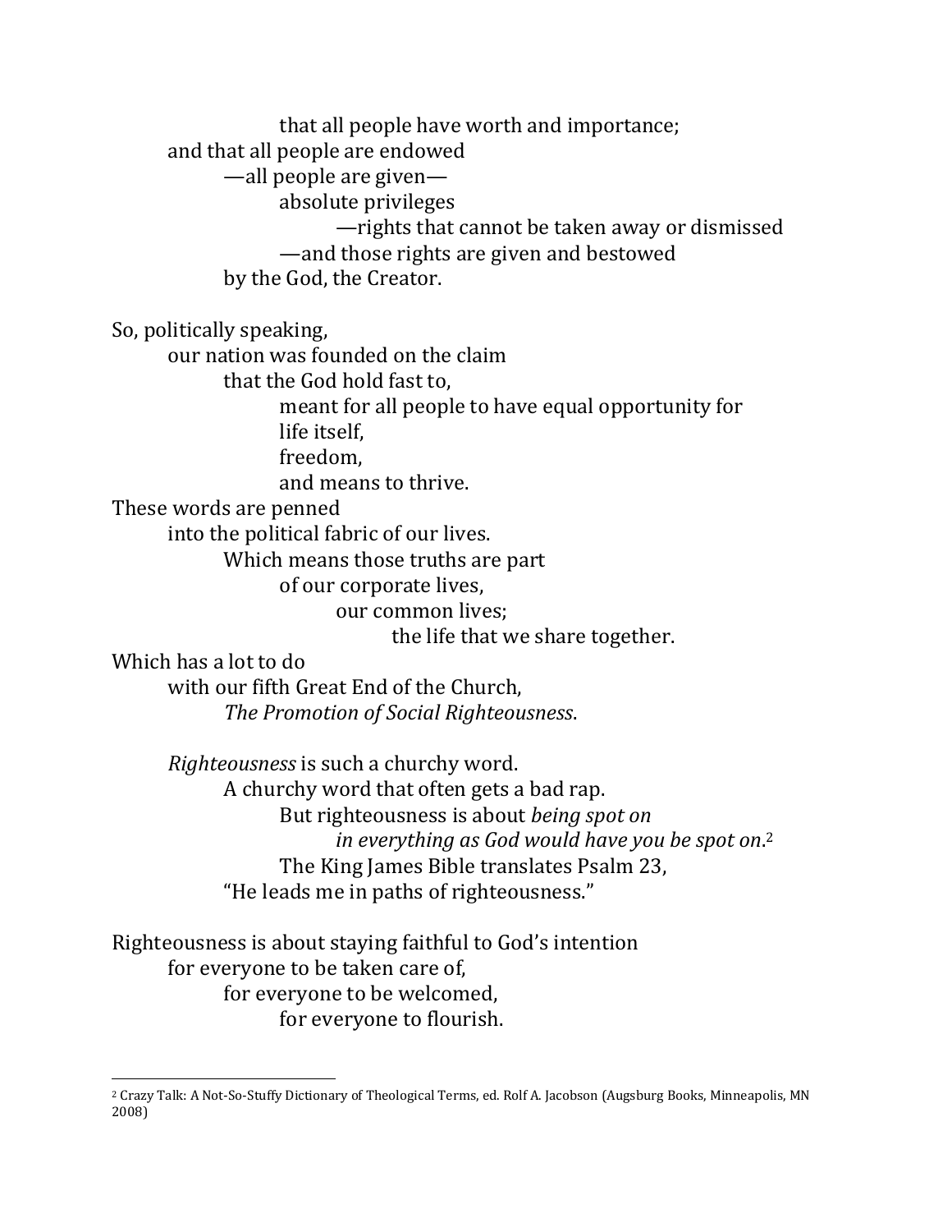that all people have worth and importance;
and that all people are endowed
—all people are given—
absolute privileges
—rights that cannot be taken away or dismissed
—and those rights are given and bestowed
by the God, the Creator.

So, politically speaking,
our nation was founded on the claim
that the God hold fast to,
meant for all people to have equal opportunity for
life itself,
freedom,
and means to thrive.
These words are penned
into the political fabric of our lives.
Which means those truths are part
of our corporate lives,
our common lives;
the life that we share together.
Which has a lot to do
with our fifth Great End of the Church,
*The Promotion of Social Righteousness*.

*Righteousness* is such a churchy word.
A churchy word that often gets a bad rap.
But righteousness is about *being spot on*
*in everything as God would have you be spot on*.[2]
The King James Bible translates Psalm 23,
"He leads me in paths of righteousness."

Righteousness is about staying faithful to God's intention
for everyone to be taken care of,
for everyone to be welcomed,
for everyone to flourish.

---

[2] Crazy Talk: A Not-So-Stuffy Dictionary of Theological Terms, ed. Rolf A. Jacobson (Augsburg Books, Minneapolis, MN 2008)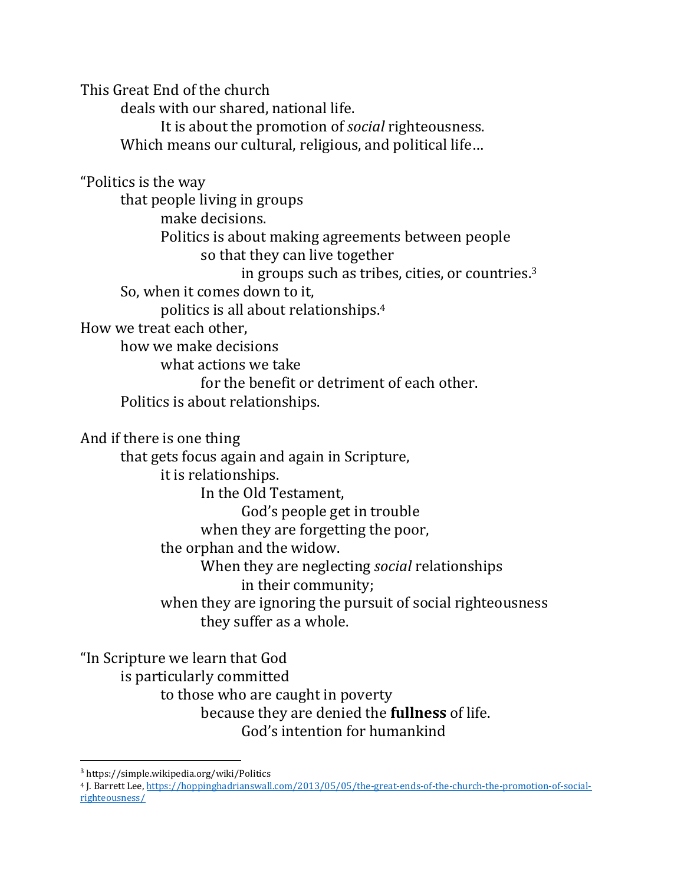This Great End of the church
deals with our shared, national life.
It is about the promotion of *social* righteousness.
Which means our cultural, religious, and political life…

"Politics is the way
that people living in groups
make decisions.
Politics is about making agreements between people
so that they can live together
in groups such as tribes, cities, or countries.[3]
So, when it comes down to it,
politics is all about relationships.[4]
How we treat each other,
how we make decisions
what actions we take
for the benefit or detriment of each other.
Politics is about relationships.

And if there is one thing
that gets focus again and again in Scripture,
it is relationships.
In the Old Testament,
God's people get in trouble
when they are forgetting the poor,
the orphan and the widow.
When they are neglecting *social* relationships
in their community;
when they are ignoring the pursuit of social righteousness
they suffer as a whole.

"In Scripture we learn that God
is particularly committed
to those who are caught in poverty
because they are denied the **fullness** of life.
God's intention for humankind

---

[3] https://simple.wikipedia.org/wiki/Politics

[4] J. Barrett Lee, https://hoppinghadrianswall.com/2013/05/05/the-great-ends-of-the-church-the-promotion-of-social-righteousness/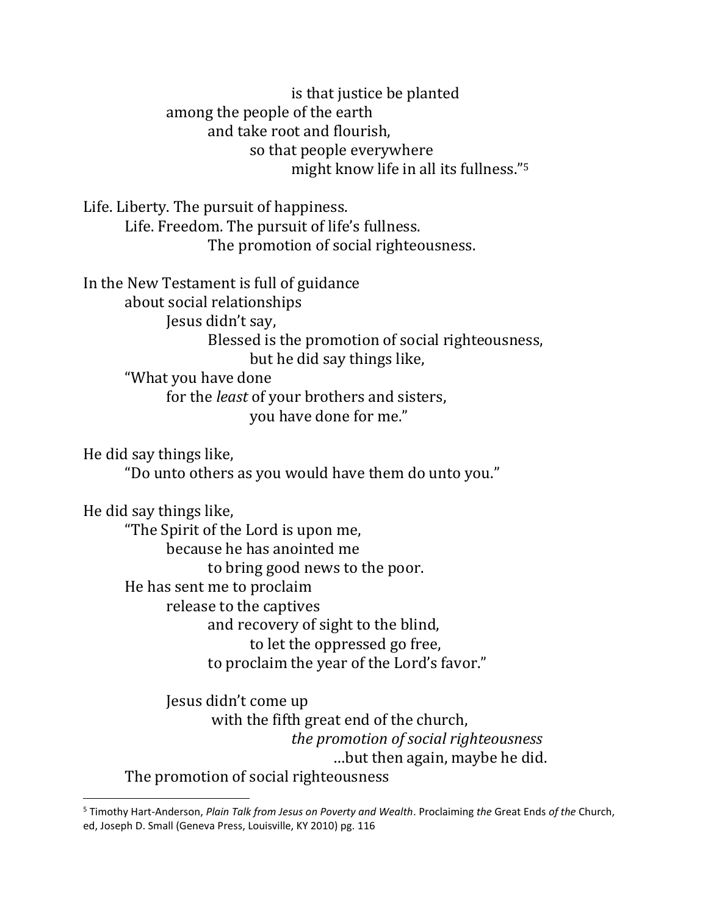is that justice be planted
among the people of the earth
and take root and flourish,
so that people everywhere
might know life in all its fullness."[5]

Life. Liberty. The pursuit of happiness.
Life. Freedom. The pursuit of life's fullness.
The promotion of social righteousness.

In the New Testament is full of guidance
about social relationships
Jesus didn't say,
Blessed is the promotion of social righteousness,
but he did say things like,
"What you have done
for the *least* of your brothers and sisters,
you have done for me."

He did say things like,
"Do unto others as you would have them do unto you."

He did say things like,
"The Spirit of the Lord is upon me,
because he has anointed me
to bring good news to the poor.
He has sent me to proclaim
release to the captives
and recovery of sight to the blind,
to let the oppressed go free,
to proclaim the year of the Lord's favor."

Jesus didn't come up
with the fifth great end of the church,
*the promotion of social righteousness*
…but then again, maybe he did.
The promotion of social righteousness

---

[5] Timothy Hart-Anderson, *Plain Talk from Jesus on Poverty and Wealth*. Proclaiming *the* Great Ends *of the* Church, ed, Joseph D. Small (Geneva Press, Louisville, KY 2010) pg. 116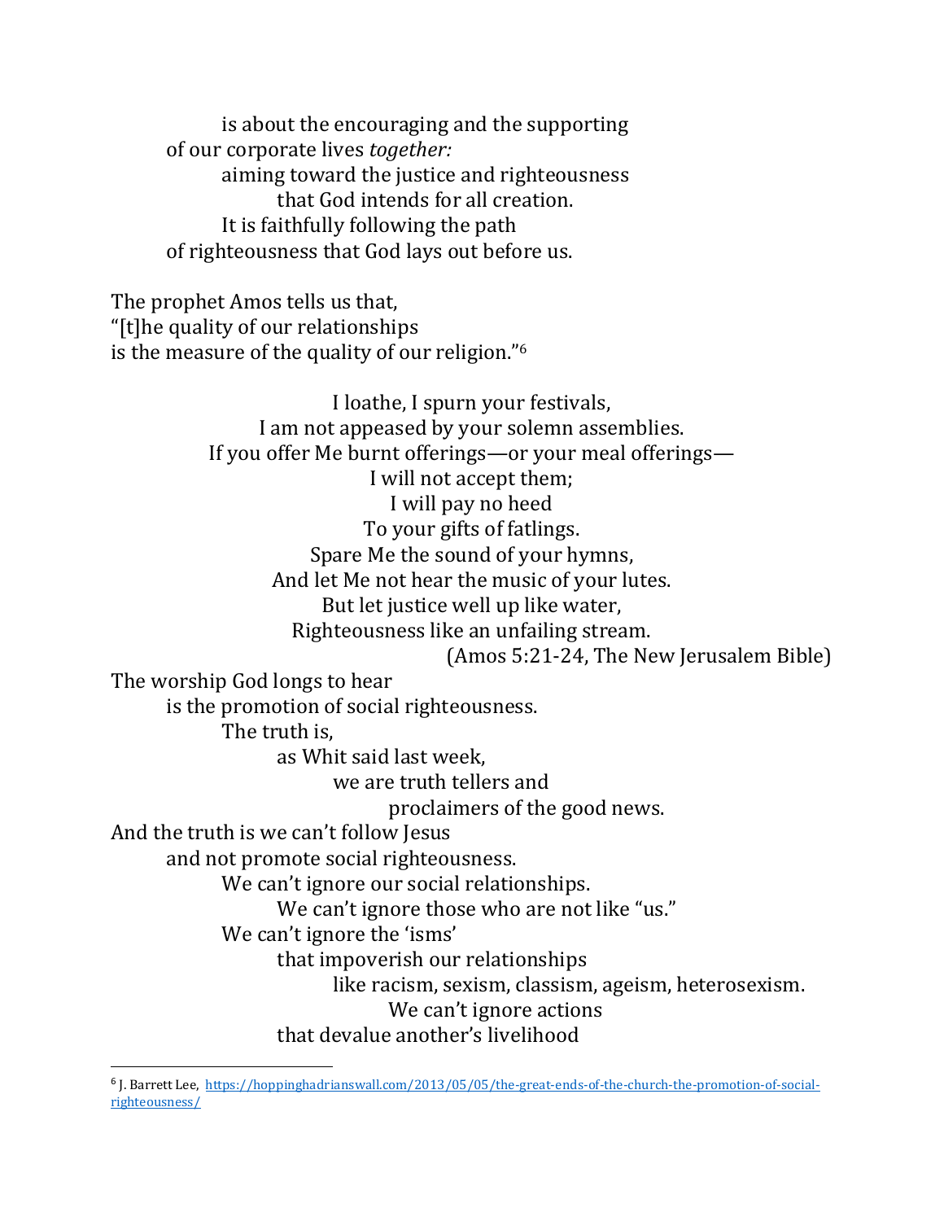is about the encouraging and the supporting
of our corporate lives *together:*
aiming toward the justice and righteousness
that God intends for all creation.
It is faithfully following the path
of righteousness that God lays out before us.

The prophet Amos tells us that,
"[t]he quality of our relationships
is the measure of the quality of our religion."[6]

I loathe, I spurn your festivals,
I am not appeased by your solemn assemblies.
If you offer Me burnt offerings—or your meal offerings—
I will not accept them;
I will pay no heed
To your gifts of fatlings.
Spare Me the sound of your hymns,
And let Me not hear the music of your lutes.
But let justice well up like water,
Righteousness like an unfailing stream.
(Amos 5:21-24, The New Jerusalem Bible)

The worship God longs to hear
is the promotion of social righteousness.
The truth is,
as Whit said last week,
we are truth tellers and
proclaimers of the good news.
And the truth is we can't follow Jesus
and not promote social righteousness.
We can't ignore our social relationships.
We can't ignore those who are not like "us."
We can't ignore the 'isms'
that impoverish our relationships
like racism, sexism, classism, ageism, heterosexism.
We can't ignore actions
that devalue another's livelihood

---

[6] J. Barrett Lee, https://hoppinghadrianswall.com/2013/05/05/the-great-ends-of-the-church-the-promotion-of-social-righteousness/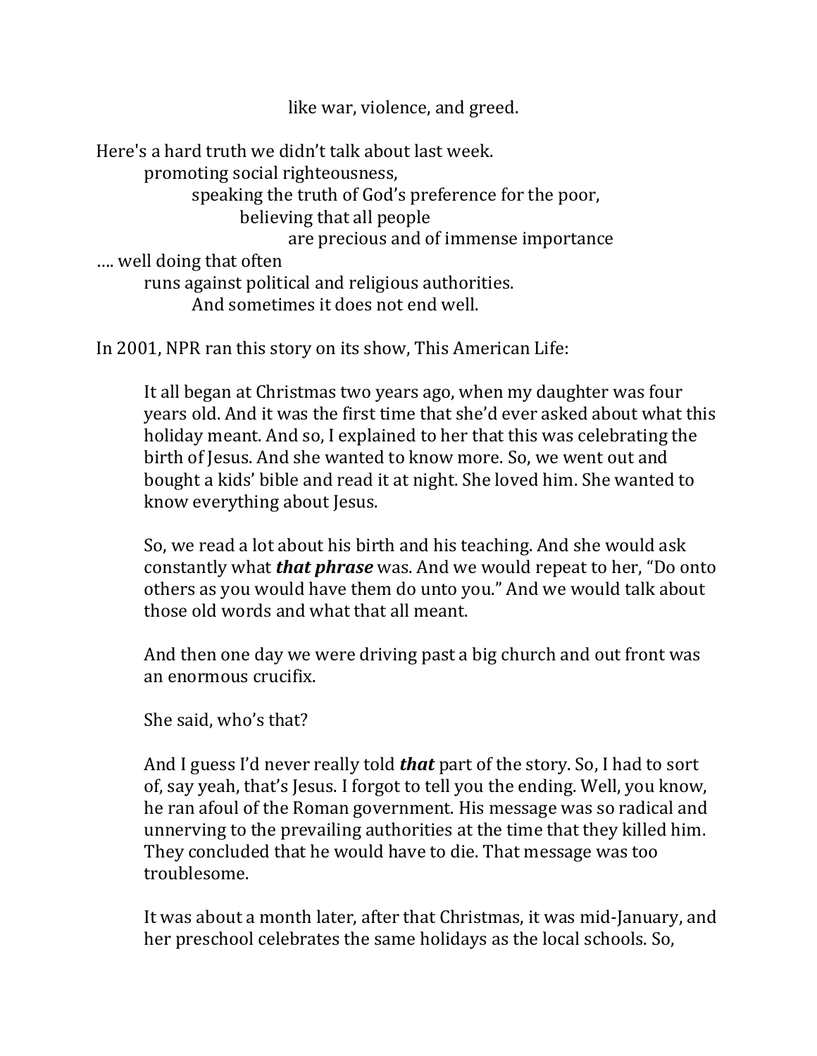like war, violence, and greed.

Here's a hard truth we didn't talk about last week.
promoting social righteousness,
speaking the truth of God's preference for the poor,
believing that all people
are precious and of immense importance
…. well doing that often
runs against political and religious authorities.
And sometimes it does not end well.

In 2001, NPR ran this story on its show, This American Life:

> It all began at Christmas two years ago, when my daughter was four years old. And it was the first time that she'd ever asked about what this holiday meant. And so, I explained to her that this was celebrating the birth of Jesus. And she wanted to know more. So, we went out and bought a kids' bible and read it at night. She loved him. She wanted to know everything about Jesus.
>
> So, we read a lot about his birth and his teaching. And she would ask constantly what ***that phrase*** was. And we would repeat to her, "Do onto others as you would have them do unto you." And we would talk about those old words and what that all meant.
>
> And then one day we were driving past a big church and out front was an enormous crucifix.
>
> She said, who's that?
>
> And I guess I'd never really told ***that*** part of the story. So, I had to sort of, say yeah, that's Jesus. I forgot to tell you the ending. Well, you know, he ran afoul of the Roman government. His message was so radical and unnerving to the prevailing authorities at the time that they killed him. They concluded that he would have to die. That message was too troublesome.
>
> It was about a month later, after that Christmas, it was mid-January, and her preschool celebrates the same holidays as the local schools. So,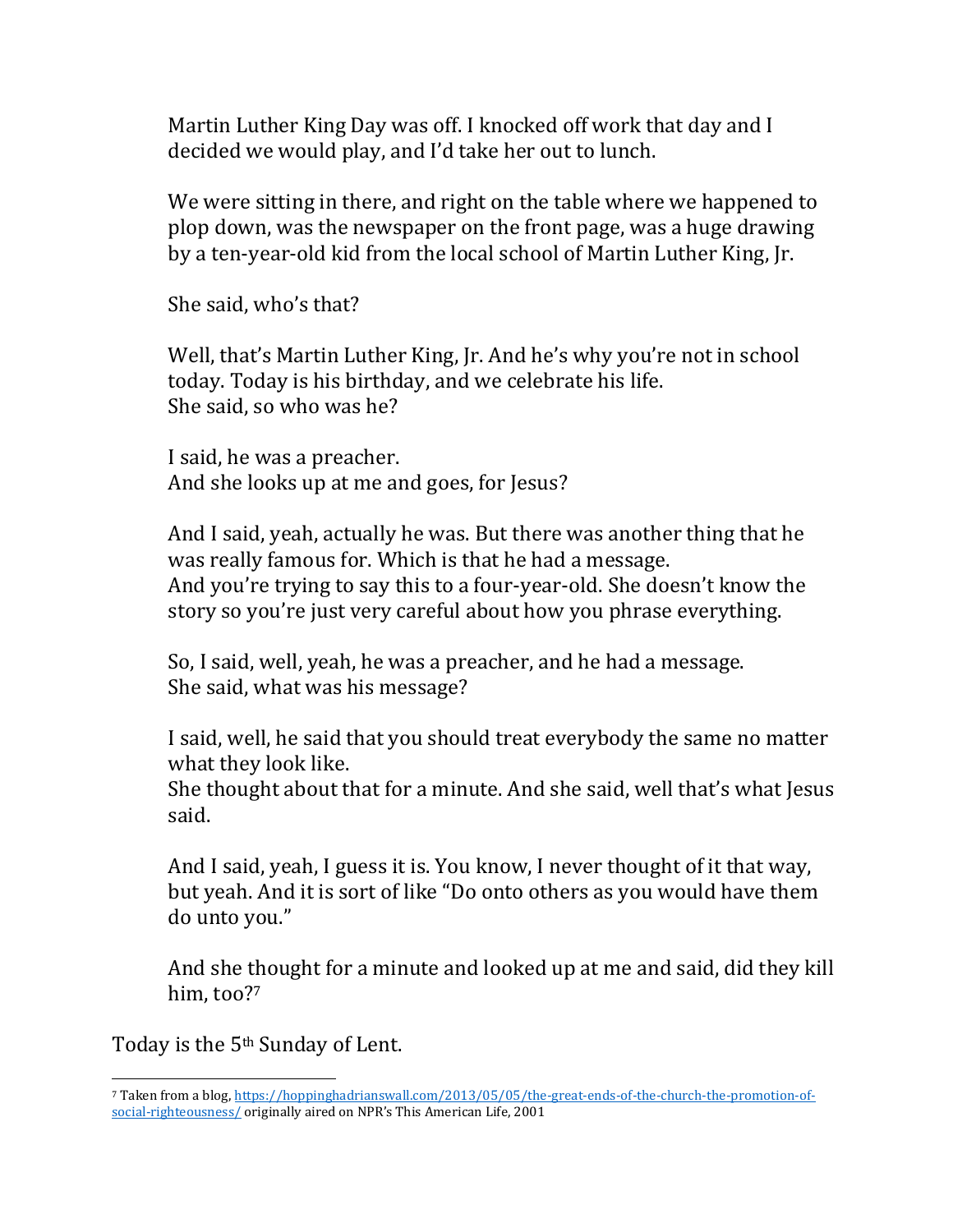Martin Luther King Day was off. I knocked off work that day and I decided we would play, and I'd take her out to lunch.

We were sitting in there, and right on the table where we happened to plop down, was the newspaper on the front page, was a huge drawing by a ten-year-old kid from the local school of Martin Luther King, Jr.

She said, who's that?

Well, that's Martin Luther King, Jr. And he's why you're not in school today. Today is his birthday, and we celebrate his life.
She said, so who was he?

I said, he was a preacher.
And she looks up at me and goes, for Jesus?

And I said, yeah, actually he was. But there was another thing that he was really famous for. Which is that he had a message.
And you're trying to say this to a four-year-old. She doesn't know the story so you're just very careful about how you phrase everything.

So, I said, well, yeah, he was a preacher, and he had a message.
She said, what was his message?

I said, well, he said that you should treat everybody the same no matter what they look like.
She thought about that for a minute. And she said, well that's what Jesus said.

And I said, yeah, I guess it is. You know, I never thought of it that way, but yeah. And it is sort of like "Do onto others as you would have them do unto you."

And she thought for a minute and looked up at me and said, did they kill him, too?[7]

Today is the 5th Sunday of Lent.

---

[7] Taken from a blog, https://hoppinghadrianswall.com/2013/05/05/the-great-ends-of-the-church-the-promotion-of-social-righteousness/ originally aired on NPR's This American Life, 2001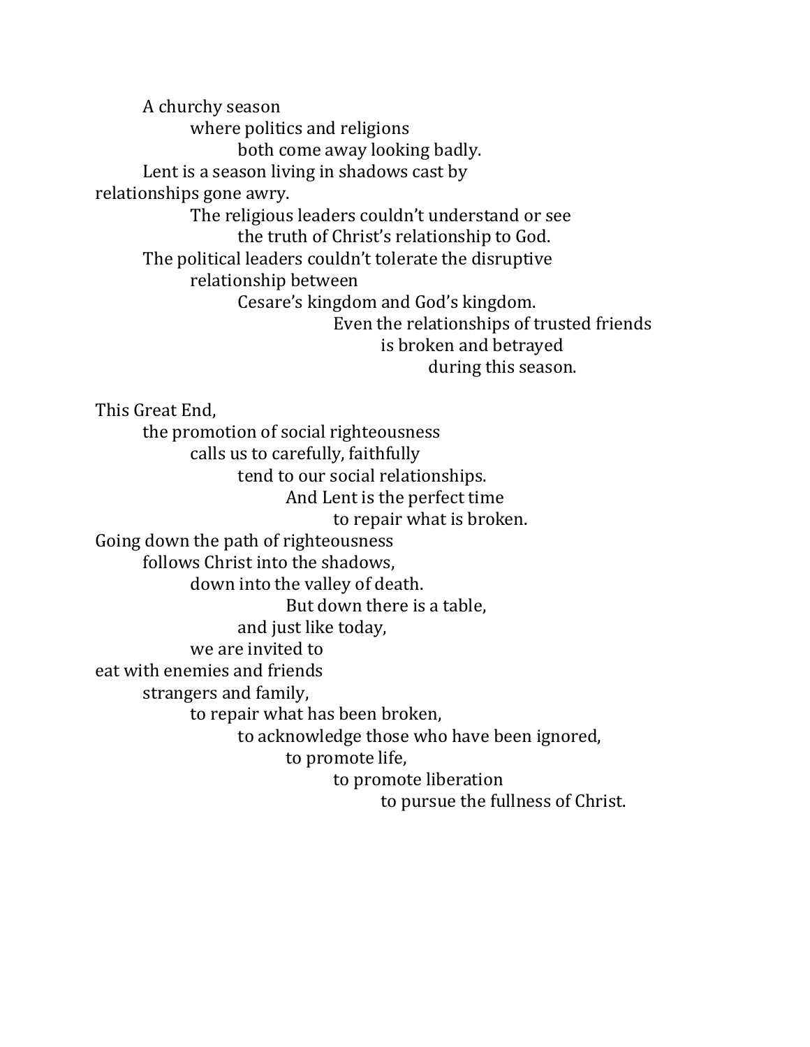A churchy season
where politics and religions
both come away looking badly.
Lent is a season living in shadows cast by
relationships gone awry.
The religious leaders couldn't understand or see
the truth of Christ's relationship to God.
The political leaders couldn't tolerate the disruptive
relationship between
Cesare's kingdom and God's kingdom.
Even the relationships of trusted friends
is broken and betrayed
during this season.

This Great End,
the promotion of social righteousness
calls us to carefully, faithfully
tend to our social relationships.
And Lent is the perfect time
to repair what is broken.
Going down the path of righteousness
follows Christ into the shadows,
down into the valley of death.
But down there is a table,
and just like today,
we are invited to
eat with enemies and friends
strangers and family,
to repair what has been broken,
to acknowledge those who have been ignored,
to promote life,
to promote liberation
to pursue the fullness of Christ.